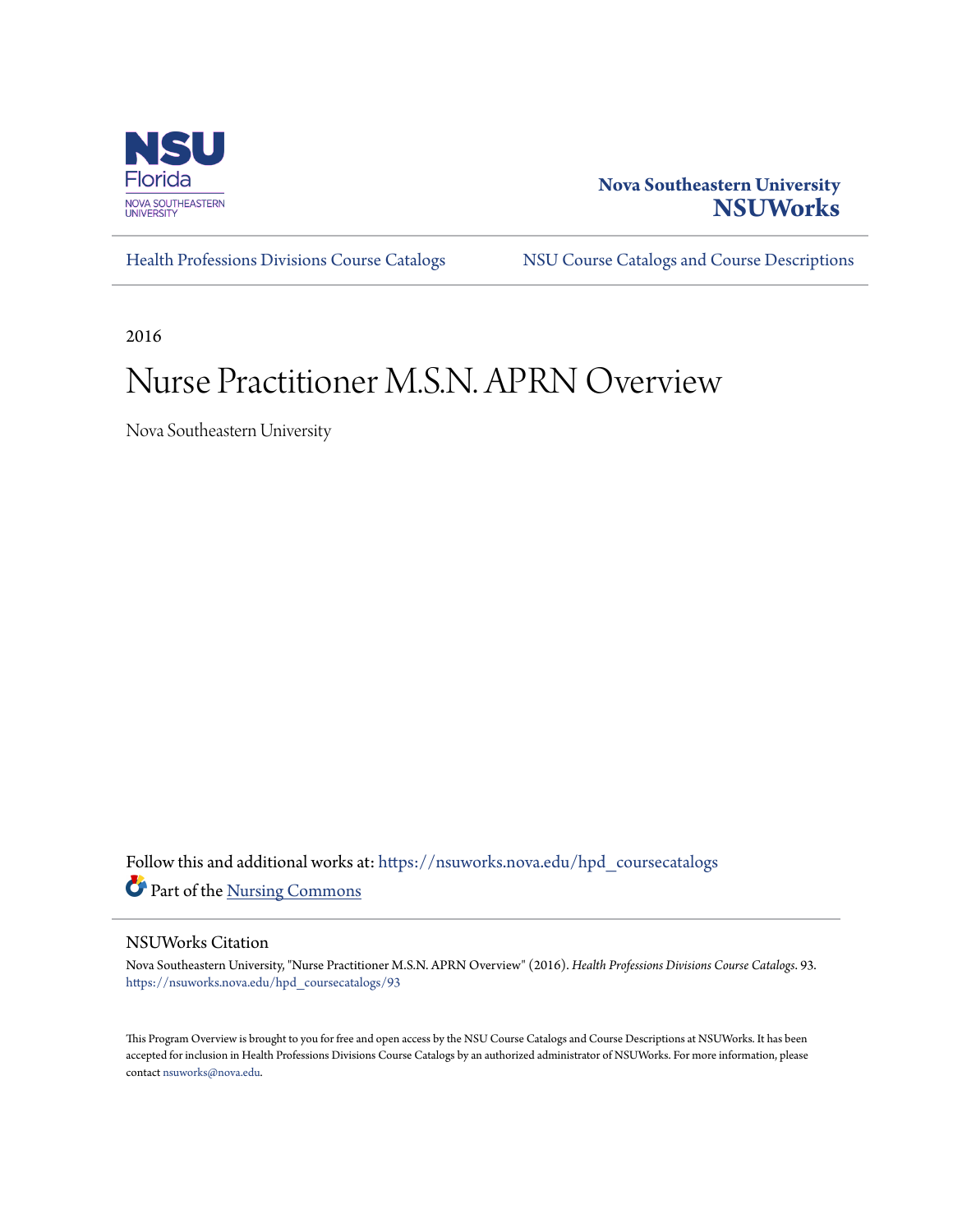Nova Southeastern University
**NSUWorks**

Health Professions Divisions Course Catalogs | NSU Course Catalogs and Course Descriptions

2016

# Nurse Practitioner M.S.N. APRN Overview

Nova Southeastern University

Follow this and additional works at: https://nsuworks.nova.edu/hpd_coursecatalogs

Part of the Nursing Commons

## NSUWorks Citation

Nova Southeastern University, "Nurse Practitioner M.S.N. APRN Overview" (2016). *Health Professions Divisions Course Catalogs*. 93. https://nsuworks.nova.edu/hpd_coursecatalogs/93

This Program Overview is brought to you for free and open access by the NSU Course Catalogs and Course Descriptions at NSUWorks. It has been accepted for inclusion in Health Professions Divisions Course Catalogs by an authorized administrator of NSUWorks. For more information, please contact nsuworks@nova.edu.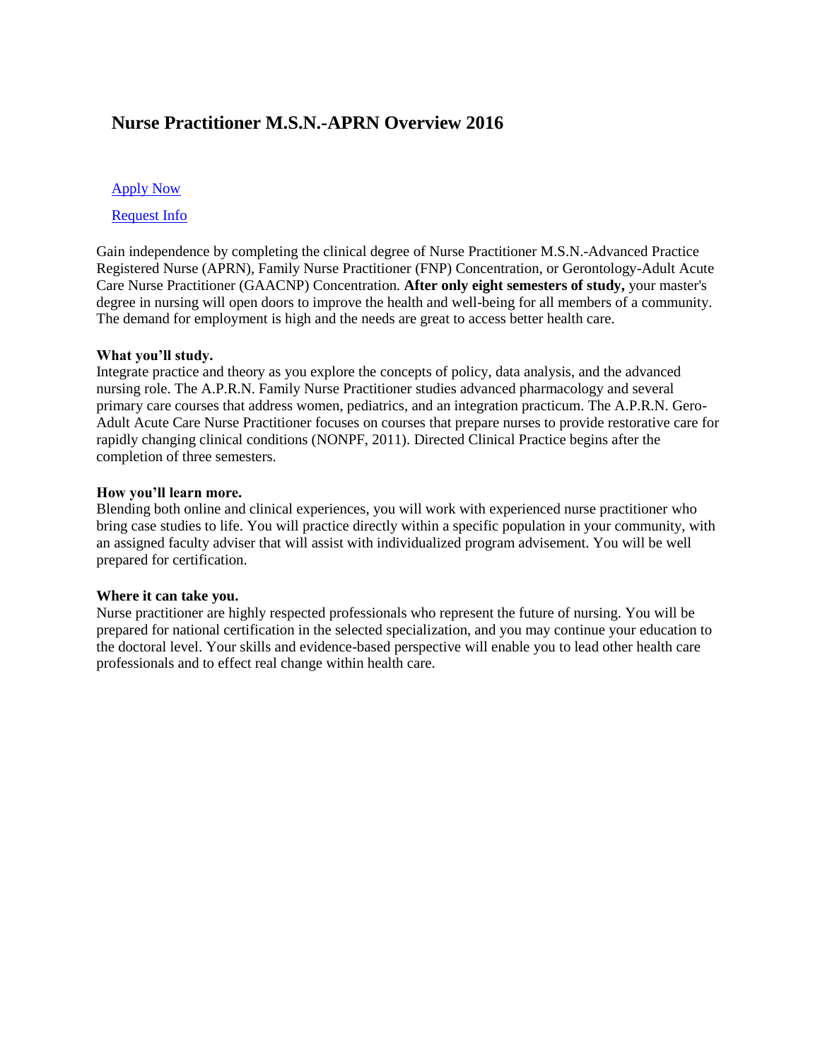# Nurse Practitioner M.S.N.-APRN Overview 2016

[Apply Now]

[Request Info]

Gain independence by completing the clinical degree of Nurse Practitioner M.S.N.-Advanced Practice Registered Nurse (APRN), Family Nurse Practitioner (FNP) Concentration, or Gerontology-Adult Acute Care Nurse Practitioner (GAACNP) Concentration. **After only eight semesters of study,** your master's degree in nursing will open doors to improve the health and well-being for all members of a community. The demand for employment is high and the needs are great to access better health care.

**What you'll study.**
Integrate practice and theory as you explore the concepts of policy, data analysis, and the advanced nursing role. The A.P.R.N. Family Nurse Practitioner studies advanced pharmacology and several primary care courses that address women, pediatrics, and an integration practicum. The A.P.R.N. Gero-Adult Acute Care Nurse Practitioner focuses on courses that prepare nurses to provide restorative care for rapidly changing clinical conditions (NONPF, 2011). Directed Clinical Practice begins after the completion of three semesters.

**How you'll learn more.**
Blending both online and clinical experiences, you will work with experienced nurse practitioner who bring case studies to life. You will practice directly within a specific population in your community, with an assigned faculty adviser that will assist with individualized program advisement. You will be well prepared for certification.

**Where it can take you.**
Nurse practitioner are highly respected professionals who represent the future of nursing. You will be prepared for national certification in the selected specialization, and you may continue your education to the doctoral level. Your skills and evidence-based perspective will enable you to lead other health care professionals and to effect real change within health care.